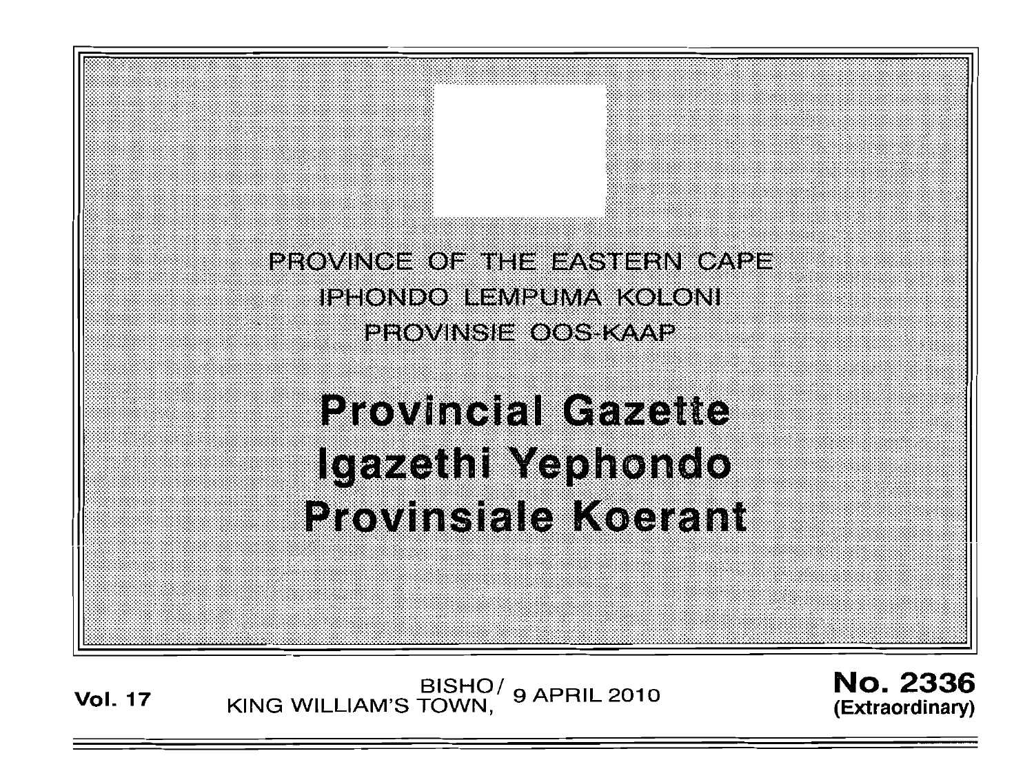PROVINCE OF THE EASTERN CAPE
IPHONDO LEMPUMA KOLONI
PROVINSIE OOS-KAAP

# Provincial Gazette
# Igazethi Yephondo
# Provinsiale Koerant

**Vol. 17** BISHO/KING WILLIAM'S TOWN, 9 APRIL 2010 **No. 2336 (Extraordinary)**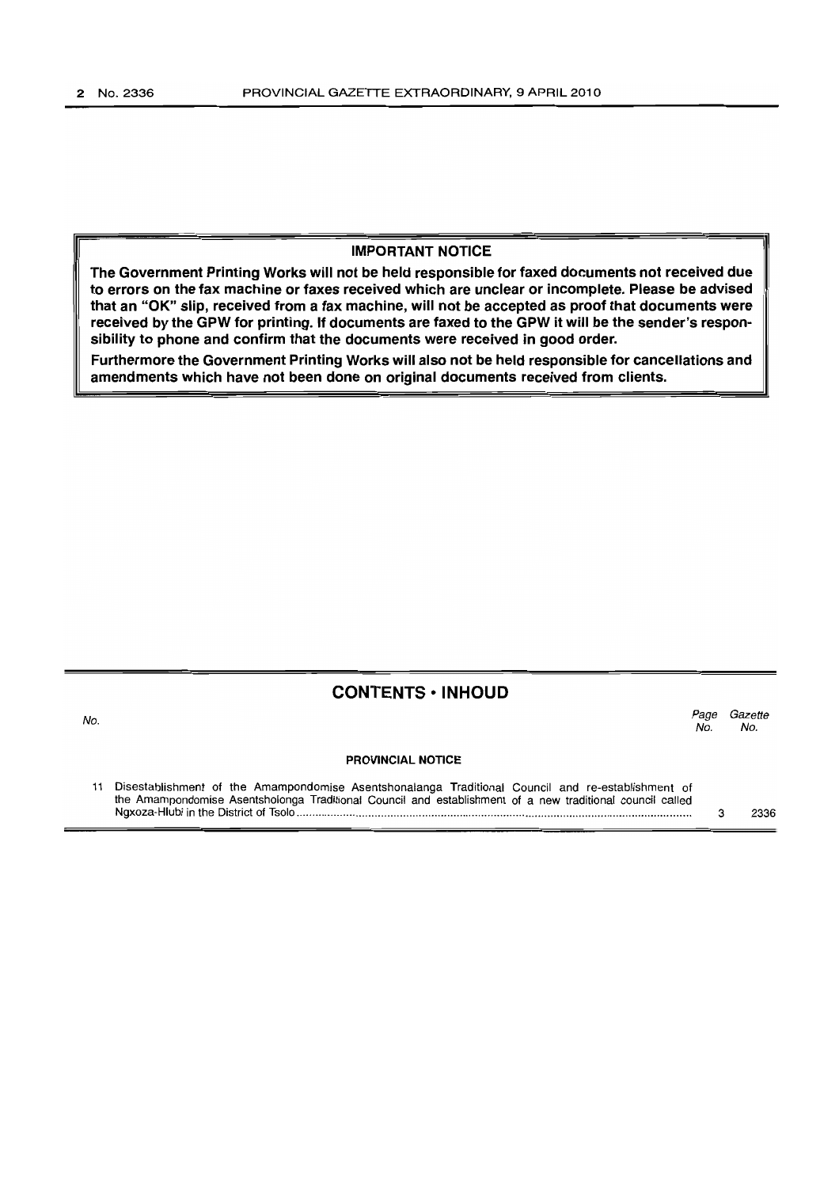## IMPORTANT NOTICE

**The Government Printing Works will not be held responsible for faxed documents not received due to errors on the fax machine or faxes received which are unclear or incomplete. Please be advised that an "OK" slip, received from a fax machine, will not be accepted as proof that documents were received by the GPW for printing. If documents are faxed to the GPW it will be the sender's responsibility to phone and confirm that the documents were received in good order.**

**Furthermore the Government Printing Works will also not be held responsible for cancellations and amendments which have not been done on original documents received from clients.**

## CONTENTS • INHOUD

| No. | | Page No. | Gazette No. |
|---|---|---|---|
| | **PROVINCIAL NOTICE** | | |
| 11 | Disestablishment of the Amampondomise Asentshonalanga Traditional Council and re-establishment of the Amampondomise Asentsholonga Traditional Council and establishment of a new traditional council called Ngxoza-Hlubi in the District of Tsolo | 3 | 2336 |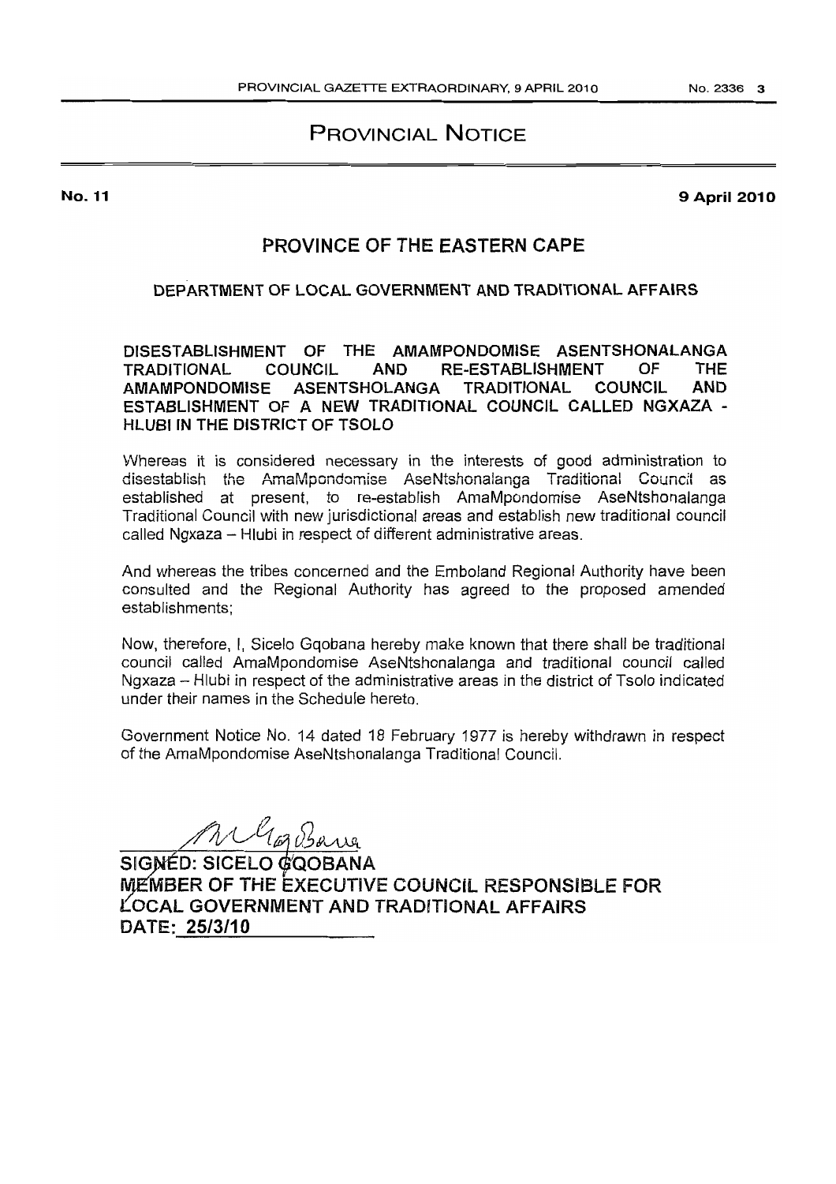# PROVINCIAL NOTICE

**No. 11** **9 April 2010**

## PROVINCE OF THE EASTERN CAPE

### DEPARTMENT OF LOCAL GOVERNMENT AND TRADITIONAL AFFAIRS

**DISESTABLISHMENT OF THE AMAMPONDOMISE ASENTSHONALANGA TRADITIONAL COUNCIL AND RE-ESTABLISHMENT OF THE AMAMPONDOMISE ASENTSHOLANGA TRADITIONAL COUNCIL AND ESTABLISHMENT OF A NEW TRADITIONAL COUNCIL CALLED NGXAZA - HLUBI IN THE DISTRICT OF TSOLO**

Whereas it is considered necessary in the interests of good administration to disestablish the AmaMpondomise AseNtshonalanga Traditional Council as established at present, to re-establish AmaMpondomise AseNtshonalanga Traditional Council with new jurisdictional areas and establish new traditional council called Ngxaza – Hlubi in respect of different administrative areas.

And whereas the tribes concerned and the Emboland Regional Authority have been consulted and the Regional Authority has agreed to the proposed amended establishments;

Now, therefore, I, Sicelo Gqobana hereby make known that there shall be traditional council called AmaMpondomise AseNtshonalanga and traditional council called Ngxaza – Hlubi in respect of the administrative areas in the district of Tsolo indicated under their names in the Schedule hereto.

Government Notice No. 14 dated 18 February 1977 is hereby withdrawn in respect of the AmaMpondomise AseNtshonalanga Traditional Council.

**SIGNED: SICELO GQOBANA**
**MEMBER OF THE EXECUTIVE COUNCIL RESPONSIBLE FOR LOCAL GOVERNMENT AND TRADITIONAL AFFAIRS**
**DATE: 25/3/10**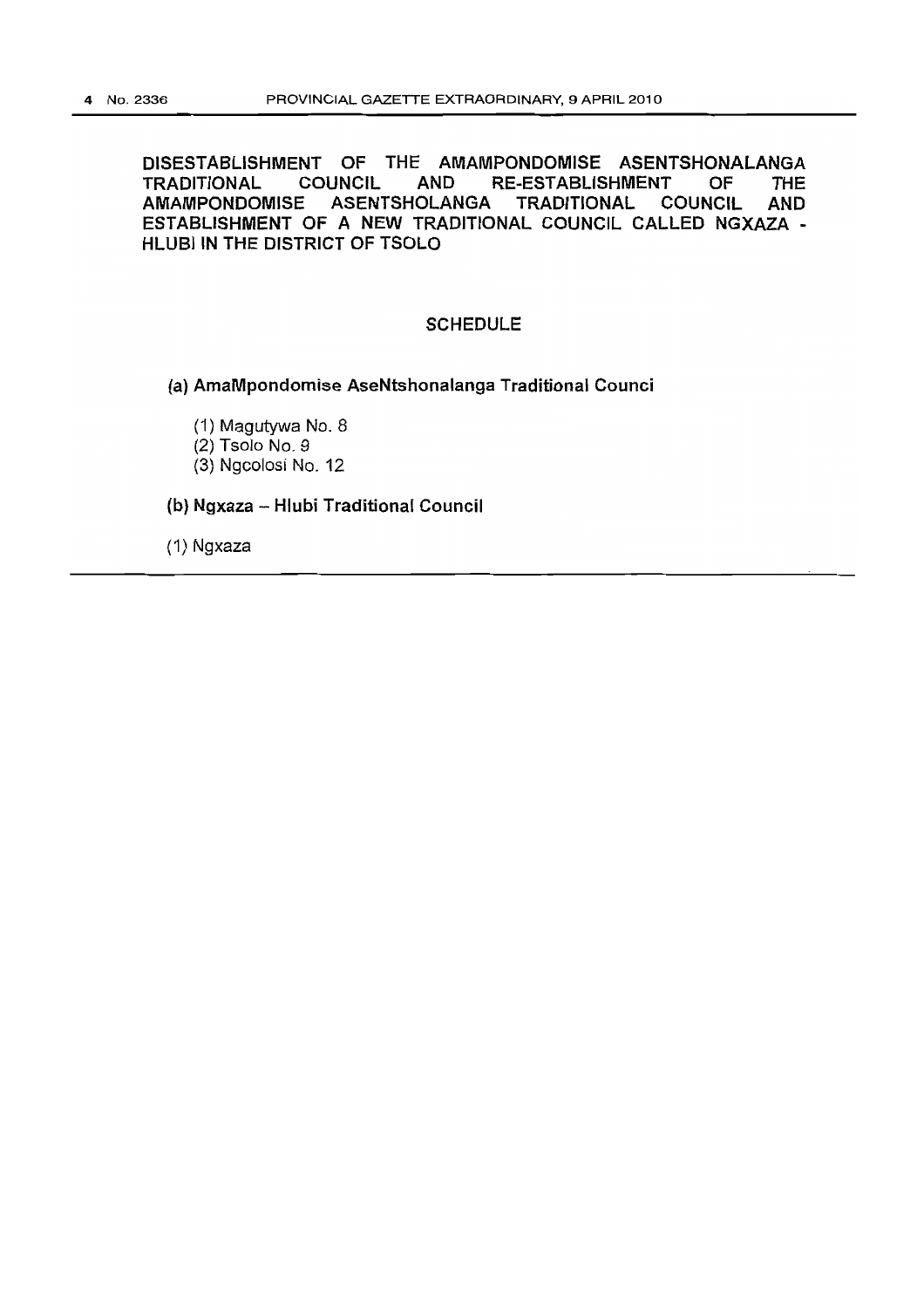**DISESTABLISHMENT OF THE AMAMPONDOMISE ASENTSHONALANGA TRADITIONAL COUNCIL AND RE-ESTABLISHMENT OF THE AMAMPONDOMISE ASENTSHOLANGA TRADITIONAL COUNCIL AND ESTABLISHMENT OF A NEW TRADITIONAL COUNCIL CALLED NGXAZA - HLUBI IN THE DISTRICT OF TSOLO**

## SCHEDULE

**(a) AmaMpondomise AseNtshonalanga Traditional Counci**

(1) Magutywa No. 8
(2) Tsolo No. 9
(3) Ngcolosi No. 12

**(b) Ngxaza – Hlubi Traditional Council**

(1) Ngxaza